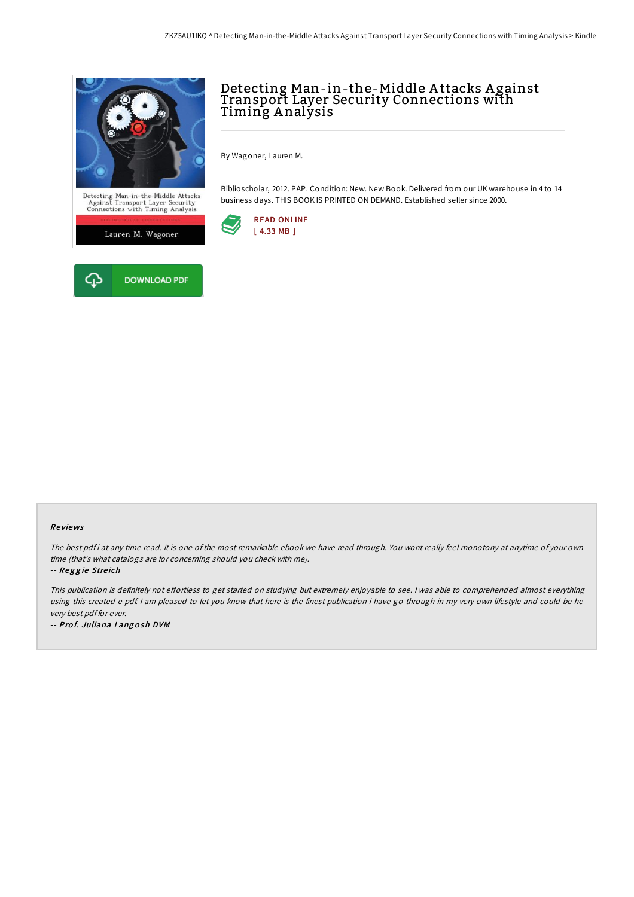# Detecting Man-in-the-Middle Attacks Against Transport Layer Security Connections with Timing Analysis

By Wagoner, Lauren M.

Biblioscholar, 2012. PAP. Condition: New. New Book. Delivered from our UK warehouse in 4 to 14 business days. THIS BOOK IS PRINTED ON DEMAND. Established seller since 2000.

READ ONLINE
[ 4.33 MB ]

DOWNLOAD PDF

### Reviews

*The best pdf i at any time read. It is one of the most remarkable ebook we have read through. You wont really feel monotony at anytime of your own time (that's what catalogs are for concerning should you check with me).*

-- ***Reggie Streich***

*This publication is definitely not effortless to get started on studying but extremely enjoyable to see. I was able to comprehended almost everything using this created e pdf. I am pleased to let you know that here is the finest publication i have go through in my very own lifestyle and could be he very best pdf for ever.*

-- ***Prof. Juliana Langosh DVM***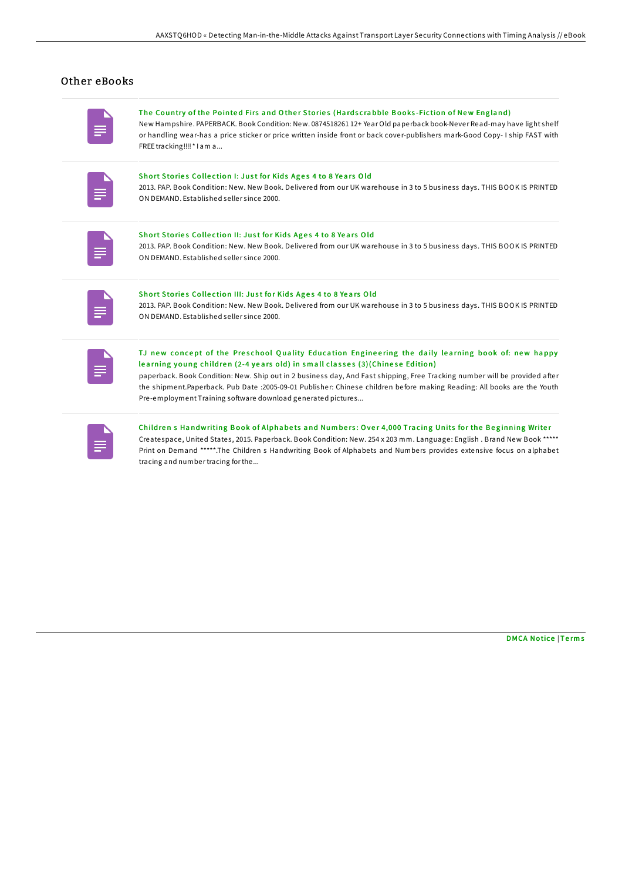## Other eBooks

**The Country of the Pointed Firs and Other Stories (Hardscrabble Books-Fiction of New England)**

New Hampshire. PAPERBACK. Book Condition: New. 0874518261 12+ Year Old paperback book-Never Read-may have light shelf or handling wear-has a price sticker or price written inside front or back cover-publishers mark-Good Copy- I ship FAST with FREE tracking!!!! * I am a...

**Short Stories Collection I: Just for Kids Ages 4 to 8 Years Old**

2013. PAP. Book Condition: New. New Book. Delivered from our UK warehouse in 3 to 5 business days. THIS BOOK IS PRINTED ON DEMAND. Established seller since 2000.

**Short Stories Collection II: Just for Kids Ages 4 to 8 Years Old**

2013. PAP. Book Condition: New. New Book. Delivered from our UK warehouse in 3 to 5 business days. THIS BOOK IS PRINTED ON DEMAND. Established seller since 2000.

**Short Stories Collection III: Just for Kids Ages 4 to 8 Years Old**

2013. PAP. Book Condition: New. New Book. Delivered from our UK warehouse in 3 to 5 business days. THIS BOOK IS PRINTED ON DEMAND. Established seller since 2000.

**TJ new concept of the Preschool Quality Education Engineering the daily learning book of: new happy learning young children (2-4 years old) in small classes (3)(Chinese Edition)**

paperback. Book Condition: New. Ship out in 2 business day, And Fast shipping, Free Tracking number will be provided after the shipment.Paperback. Pub Date :2005-09-01 Publisher: Chinese children before making Reading: All books are the Youth Pre-employment Training software download generated pictures...

**Children s Handwriting Book of Alphabets and Numbers: Over 4,000 Tracing Units for the Beginning Writer**

Createspace, United States, 2015. Paperback. Book Condition: New. 254 x 203 mm. Language: English . Brand New Book ***** Print on Demand *****.The Children s Handwriting Book of Alphabets and Numbers provides extensive focus on alphabet tracing and number tracing for the...